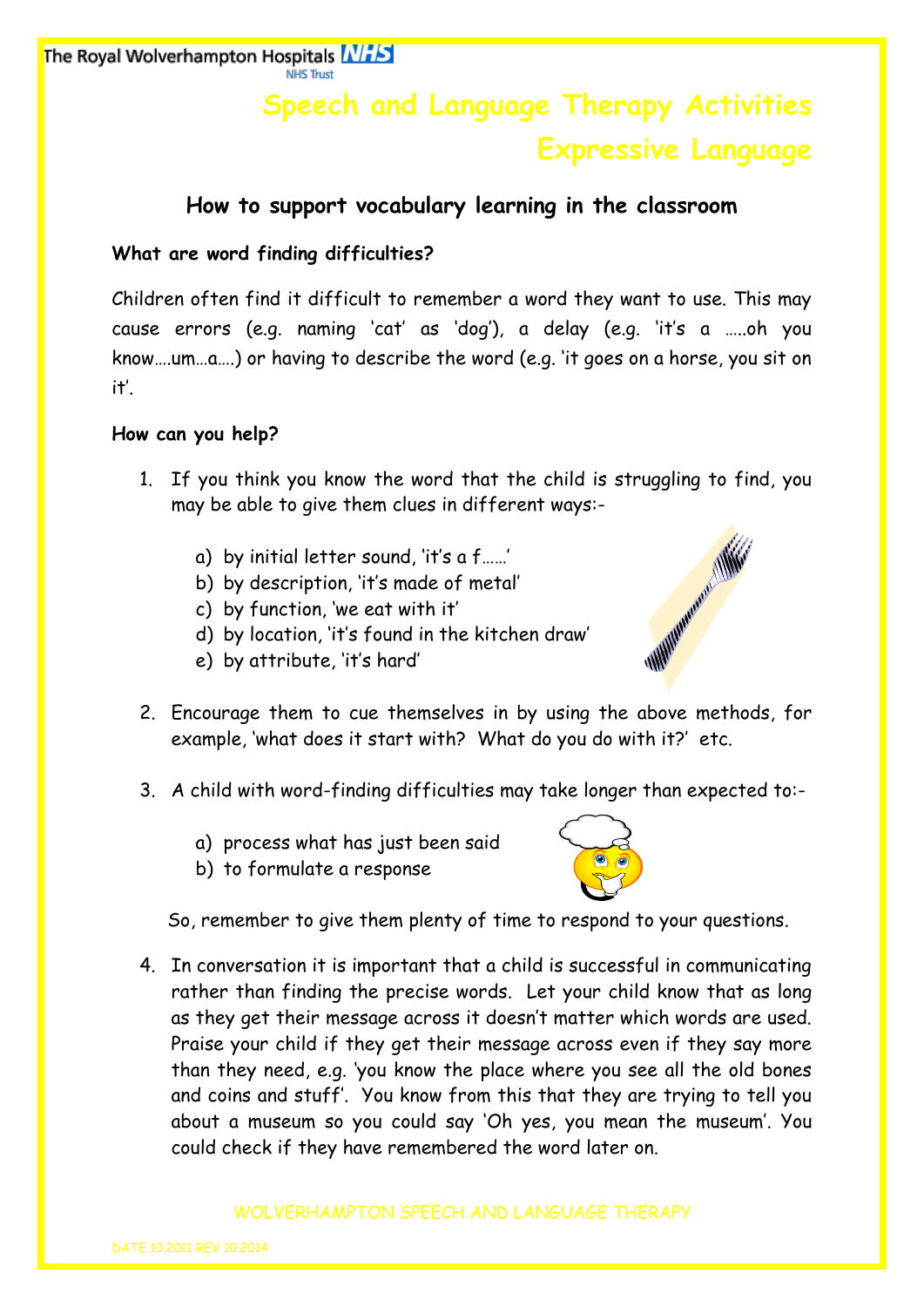# Speech and Language Therapy Activities
# Expressive Language

## How to support vocabulary learning in the classroom

**What are word finding difficulties?**

Children often find it difficult to remember a word they want to use. This may cause errors (e.g. naming 'cat' as 'dog'), a delay (e.g. 'it's a …..oh you know….um…a….) or having to describe the word (e.g. 'it goes on a horse, you sit on it'.

**How can you help?**

1. If you think you know the word that the child is struggling to find, you may be able to give them clues in different ways:-
   a) by initial letter sound, 'it's a f……'
   b) by description, 'it's made of metal'
   c) by function, 'we eat with it'
   d) by location, 'it's found in the kitchen draw'
   e) by attribute, 'it's hard'
2. Encourage them to cue themselves in by using the above methods, for example, 'what does it start with? What do you do with it?' etc.
3. A child with word-finding difficulties may take longer than expected to:-
   a) process what has just been said
   b) to formulate a response

   So, remember to give them plenty of time to respond to your questions.
4. In conversation it is important that a child is successful in communicating rather than finding the precise words. Let your child know that as long as they get their message across it doesn't matter which words are used. Praise your child if they get their message across even if they say more than they need, e.g. 'you know the place where you see all the old bones and coins and stuff'. You know from this that they are trying to tell you about a museum so you could say 'Oh yes, you mean the museum'. You could check if they have remembered the word later on.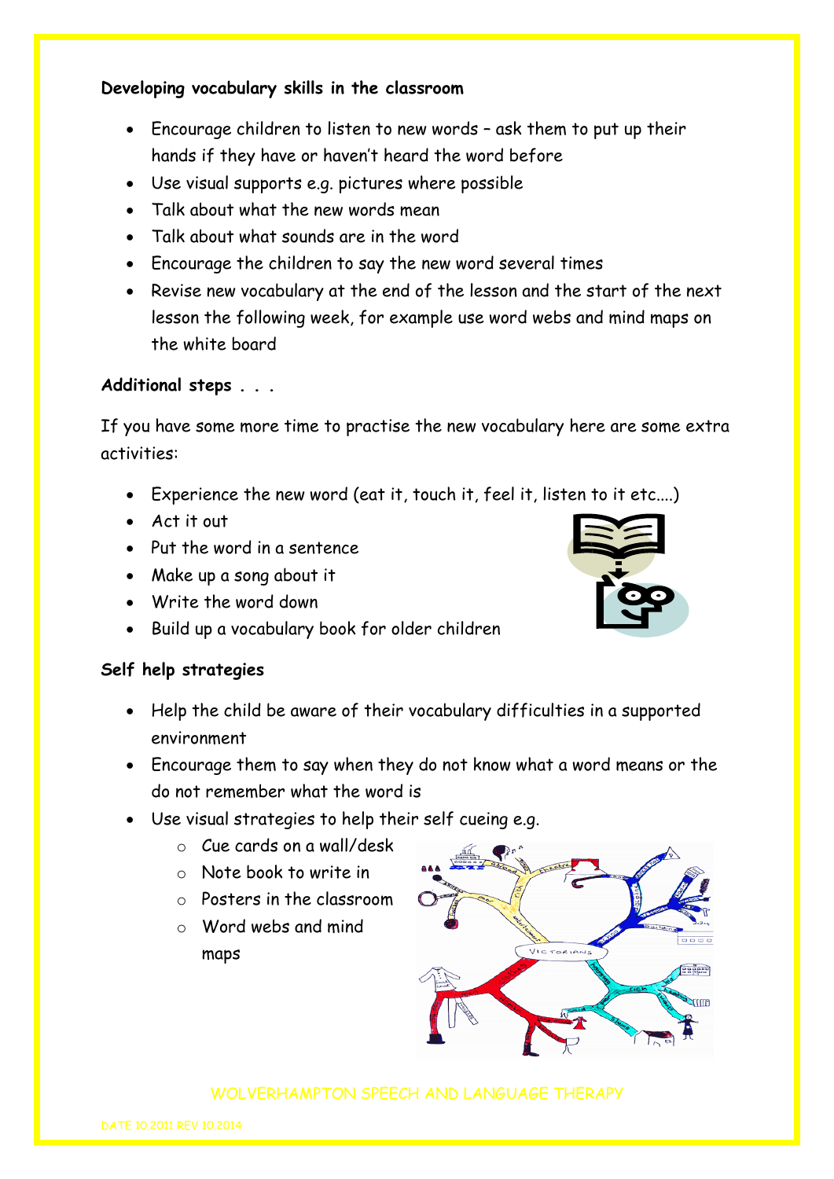**Developing vocabulary skills in the classroom**

- Encourage children to listen to new words – ask them to put up their hands if they have or haven't heard the word before
- Use visual supports e.g. pictures where possible
- Talk about what the new words mean
- Talk about what sounds are in the word
- Encourage the children to say the new word several times
- Revise new vocabulary at the end of the lesson and the start of the next lesson the following week, for example use word webs and mind maps on the white board

**Additional steps . . .**

If you have some more time to practise the new vocabulary here are some extra activities:

- Experience the new word (eat it, touch it, feel it, listen to it etc....)
- Act it out
- Put the word in a sentence
- Make up a song about it
- Write the word down
- Build up a vocabulary book for older children

**Self help strategies**

- Help the child be aware of their vocabulary difficulties in a supported environment
- Encourage them to say when they do not know what a word means or the do not remember what the word is
- Use visual strategies to help their self cueing e.g.
    - Cue cards on a wall/desk
    - Note book to write in
    - Posters in the classroom
    - Word webs and mind maps